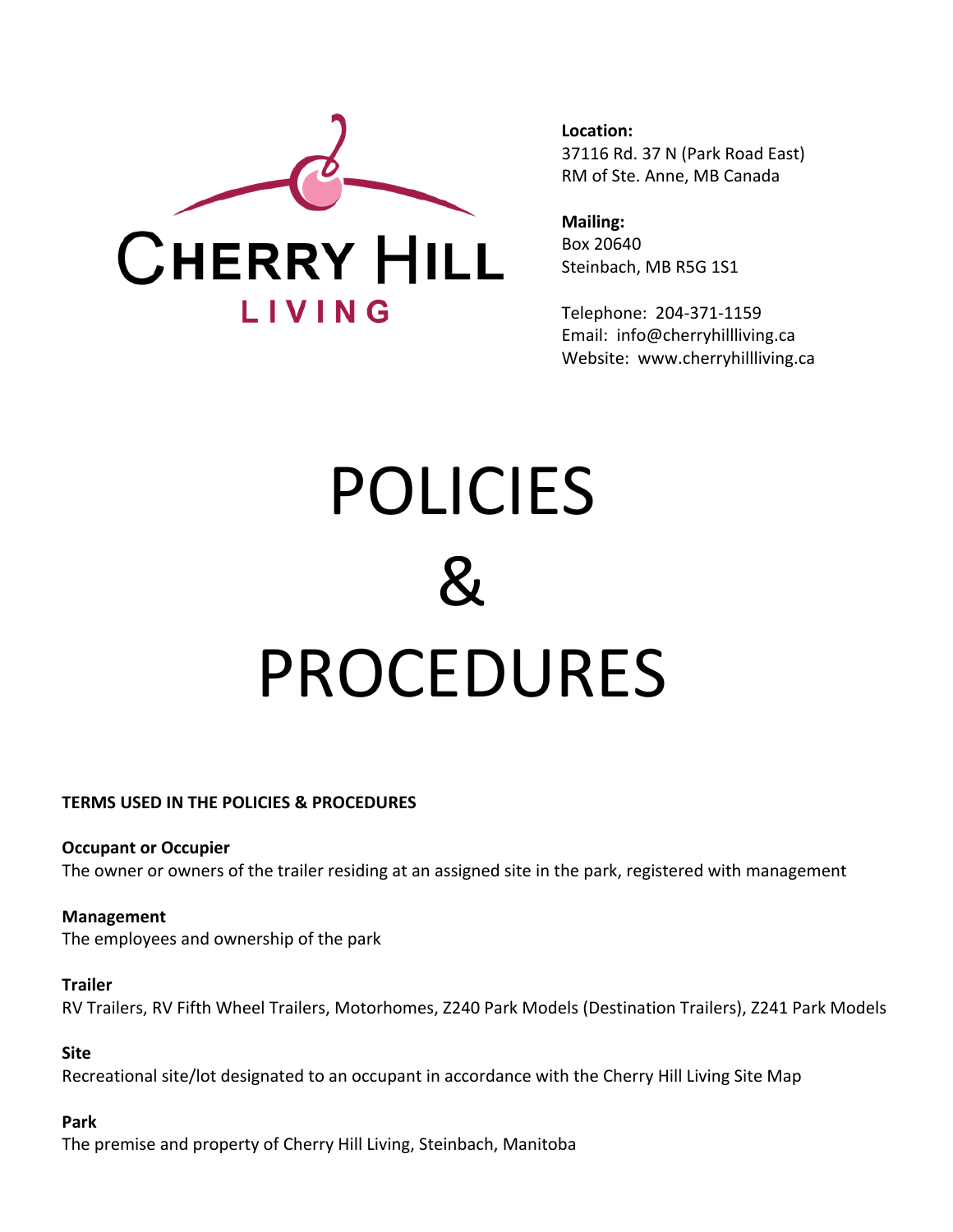**CHERRY HILL LIVING**

**Location:**
37116 Rd. 37 N (Park Road East)
RM of Ste. Anne, MB Canada

**Mailing:**
Box 20640
Steinbach, MB R5G 1S1

Telephone: 204-371-1159
Email: info@cherryhillliving.ca
Website: www.cherryhillliving.ca

# POLICIES & PROCEDURES

**TERMS USED IN THE POLICIES & PROCEDURES**

**Occupant or Occupier**
The owner or owners of the trailer residing at an assigned site in the park, registered with management

**Management**
The employees and ownership of the park

**Trailer**
RV Trailers, RV Fifth Wheel Trailers, Motorhomes, Z240 Park Models (Destination Trailers), Z241 Park Models

**Site**
Recreational site/lot designated to an occupant in accordance with the Cherry Hill Living Site Map

**Park**
The premise and property of Cherry Hill Living, Steinbach, Manitoba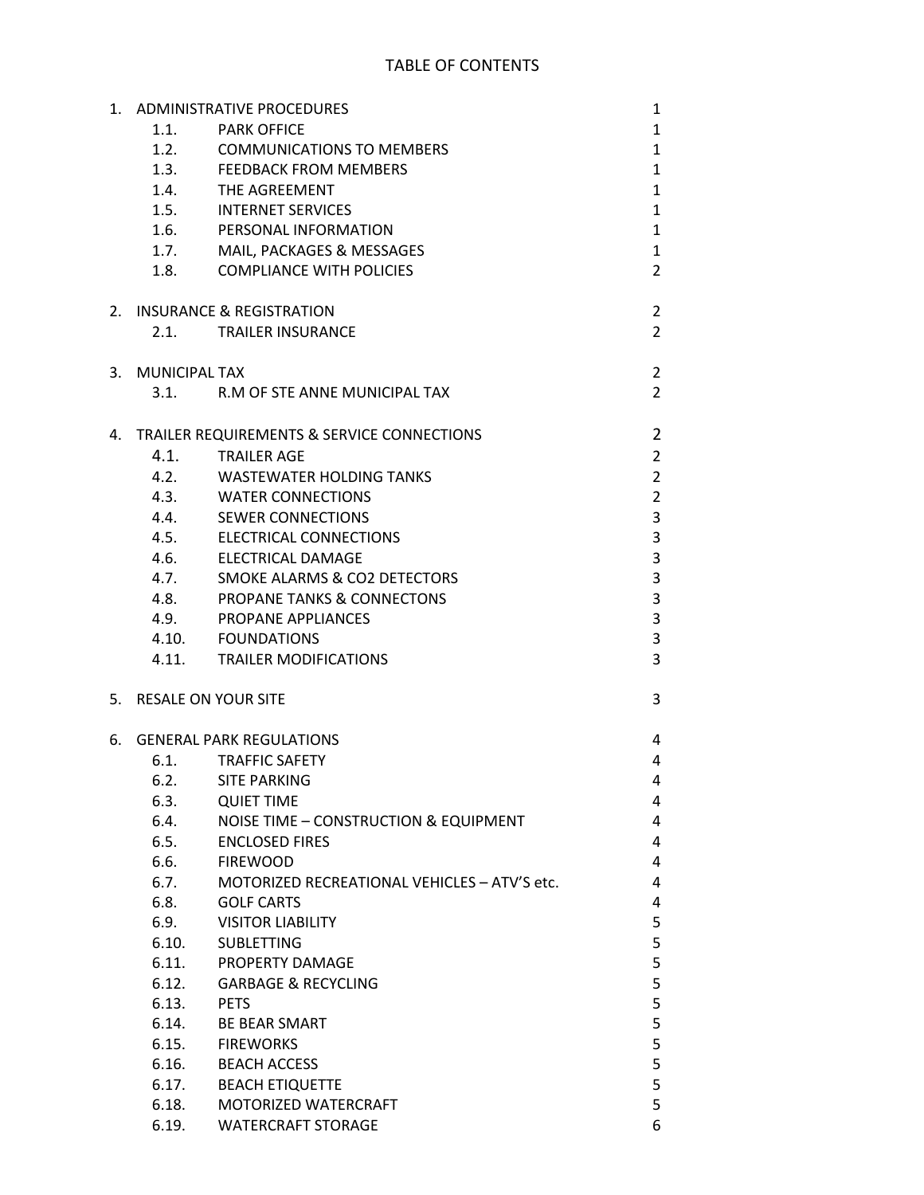# TABLE OF CONTENTS

| | | |
|---|---|---|
| 1. ADMINISTRATIVE PROCEDURES | | 1 |
| 1.1. | PARK OFFICE | 1 |
| 1.2. | COMMUNICATIONS TO MEMBERS | 1 |
| 1.3. | FEEDBACK FROM MEMBERS | 1 |
| 1.4. | THE AGREEMENT | 1 |
| 1.5. | INTERNET SERVICES | 1 |
| 1.6. | PERSONAL INFORMATION | 1 |
| 1.7. | MAIL, PACKAGES & MESSAGES | 1 |
| 1.8. | COMPLIANCE WITH POLICIES | 2 |
| 2. INSURANCE & REGISTRATION | | 2 |
| 2.1. | TRAILER INSURANCE | 2 |
| 3. MUNICIPAL TAX | | 2 |
| 3.1. | R.M OF STE ANNE MUNICIPAL TAX | 2 |
| 4. TRAILER REQUIREMENTS & SERVICE CONNECTIONS | | 2 |
| 4.1. | TRAILER AGE | 2 |
| 4.2. | WASTEWATER HOLDING TANKS | 2 |
| 4.3. | WATER CONNECTIONS | 2 |
| 4.4. | SEWER CONNECTIONS | 3 |
| 4.5. | ELECTRICAL CONNECTIONS | 3 |
| 4.6. | ELECTRICAL DAMAGE | 3 |
| 4.7. | SMOKE ALARMS & CO2 DETECTORS | 3 |
| 4.8. | PROPANE TANKS & CONNECTONS | 3 |
| 4.9. | PROPANE APPLIANCES | 3 |
| 4.10. | FOUNDATIONS | 3 |
| 4.11. | TRAILER MODIFICATIONS | 3 |
| 5. RESALE ON YOUR SITE | | 3 |
| 6. GENERAL PARK REGULATIONS | | 4 |
| 6.1. | TRAFFIC SAFETY | 4 |
| 6.2. | SITE PARKING | 4 |
| 6.3. | QUIET TIME | 4 |
| 6.4. | NOISE TIME – CONSTRUCTION & EQUIPMENT | 4 |
| 6.5. | ENCLOSED FIRES | 4 |
| 6.6. | FIREWOOD | 4 |
| 6.7. | MOTORIZED RECREATIONAL VEHICLES – ATV'S etc. | 4 |
| 6.8. | GOLF CARTS | 4 |
| 6.9. | VISITOR LIABILITY | 5 |
| 6.10. | SUBLETTING | 5 |
| 6.11. | PROPERTY DAMAGE | 5 |
| 6.12. | GARBAGE & RECYCLING | 5 |
| 6.13. | PETS | 5 |
| 6.14. | BE BEAR SMART | 5 |
| 6.15. | FIREWORKS | 5 |
| 6.16. | BEACH ACCESS | 5 |
| 6.17. | BEACH ETIQUETTE | 5 |
| 6.18. | MOTORIZED WATERCRAFT | 5 |
| 6.19. | WATERCRAFT STORAGE | 6 |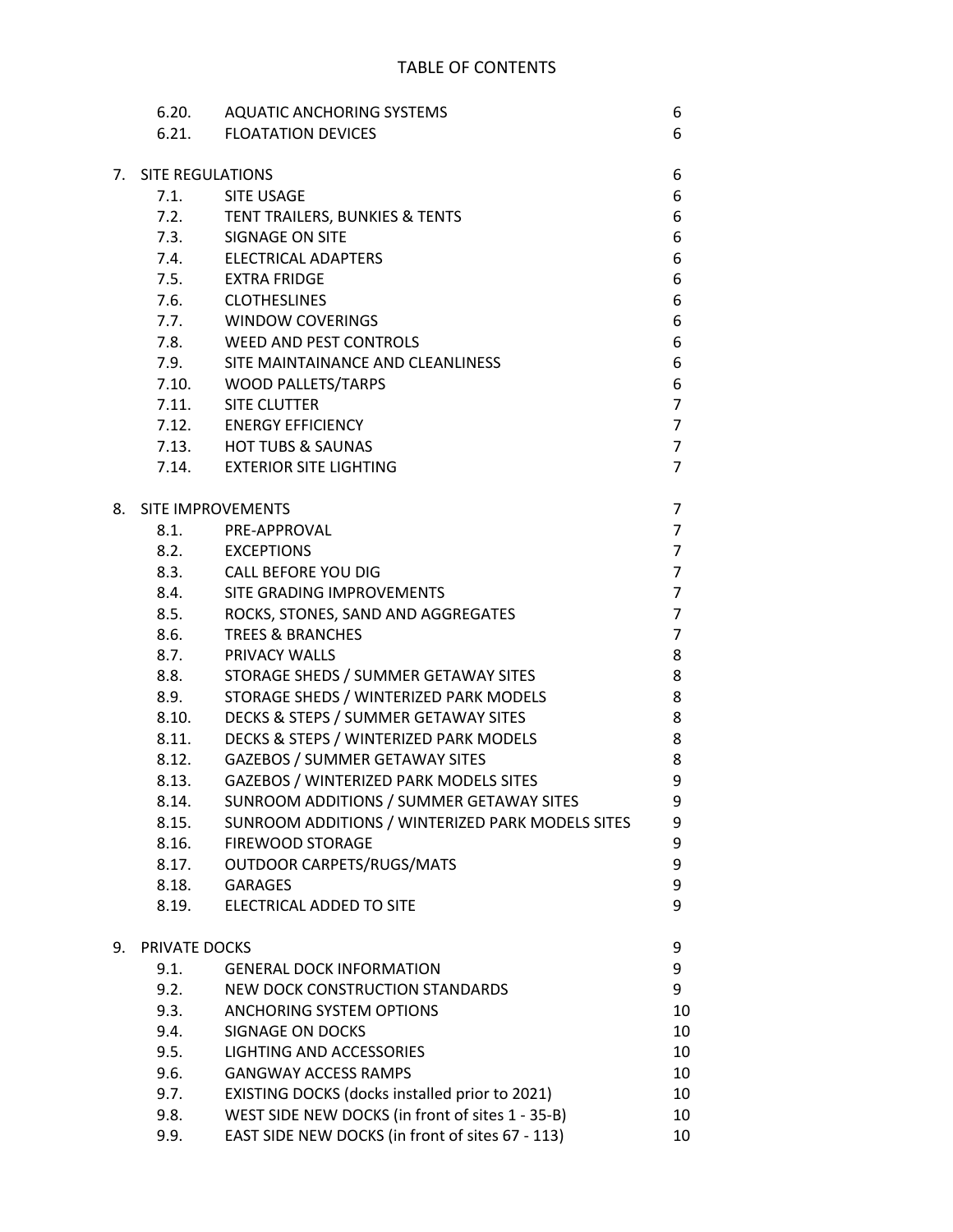# TABLE OF CONTENTS

| | | | |
|---|---|---|---|
| | 6.20. | AQUATIC ANCHORING SYSTEMS | 6 |
| | 6.21. | FLOATATION DEVICES | 6 |
| 7. | SITE REGULATIONS | | 6 |
| | 7.1. | SITE USAGE | 6 |
| | 7.2. | TENT TRAILERS, BUNKIES & TENTS | 6 |
| | 7.3. | SIGNAGE ON SITE | 6 |
| | 7.4. | ELECTRICAL ADAPTERS | 6 |
| | 7.5. | EXTRA FRIDGE | 6 |
| | 7.6. | CLOTHESLINES | 6 |
| | 7.7. | WINDOW COVERINGS | 6 |
| | 7.8. | WEED AND PEST CONTROLS | 6 |
| | 7.9. | SITE MAINTAINANCE AND CLEANLINESS | 6 |
| | 7.10. | WOOD PALLETS/TARPS | 6 |
| | 7.11. | SITE CLUTTER | 7 |
| | 7.12. | ENERGY EFFICIENCY | 7 |
| | 7.13. | HOT TUBS & SAUNAS | 7 |
| | 7.14. | EXTERIOR SITE LIGHTING | 7 |
| 8. | SITE IMPROVEMENTS | | 7 |
| | 8.1. | PRE-APPROVAL | 7 |
| | 8.2. | EXCEPTIONS | 7 |
| | 8.3. | CALL BEFORE YOU DIG | 7 |
| | 8.4. | SITE GRADING IMPROVEMENTS | 7 |
| | 8.5. | ROCKS, STONES, SAND AND AGGREGATES | 7 |
| | 8.6. | TREES & BRANCHES | 7 |
| | 8.7. | PRIVACY WALLS | 8 |
| | 8.8. | STORAGE SHEDS / SUMMER GETAWAY SITES | 8 |
| | 8.9. | STORAGE SHEDS / WINTERIZED PARK MODELS | 8 |
| | 8.10. | DECKS & STEPS / SUMMER GETAWAY SITES | 8 |
| | 8.11. | DECKS & STEPS / WINTERIZED PARK MODELS | 8 |
| | 8.12. | GAZEBOS / SUMMER GETAWAY SITES | 8 |
| | 8.13. | GAZEBOS / WINTERIZED PARK MODELS SITES | 9 |
| | 8.14. | SUNROOM ADDITIONS / SUMMER GETAWAY SITES | 9 |
| | 8.15. | SUNROOM ADDITIONS / WINTERIZED PARK MODELS SITES | 9 |
| | 8.16. | FIREWOOD STORAGE | 9 |
| | 8.17. | OUTDOOR CARPETS/RUGS/MATS | 9 |
| | 8.18. | GARAGES | 9 |
| | 8.19. | ELECTRICAL ADDED TO SITE | 9 |
| 9. | PRIVATE DOCKS | | 9 |
| | 9.1. | GENERAL DOCK INFORMATION | 9 |
| | 9.2. | NEW DOCK CONSTRUCTION STANDARDS | 9 |
| | 9.3. | ANCHORING SYSTEM OPTIONS | 10 |
| | 9.4. | SIGNAGE ON DOCKS | 10 |
| | 9.5. | LIGHTING AND ACCESSORIES | 10 |
| | 9.6. | GANGWAY ACCESS RAMPS | 10 |
| | 9.7. | EXISTING DOCKS (docks installed prior to 2021) | 10 |
| | 9.8. | WEST SIDE NEW DOCKS (in front of sites 1 - 35-B) | 10 |
| | 9.9. | EAST SIDE NEW DOCKS (in front of sites 67 - 113) | 10 |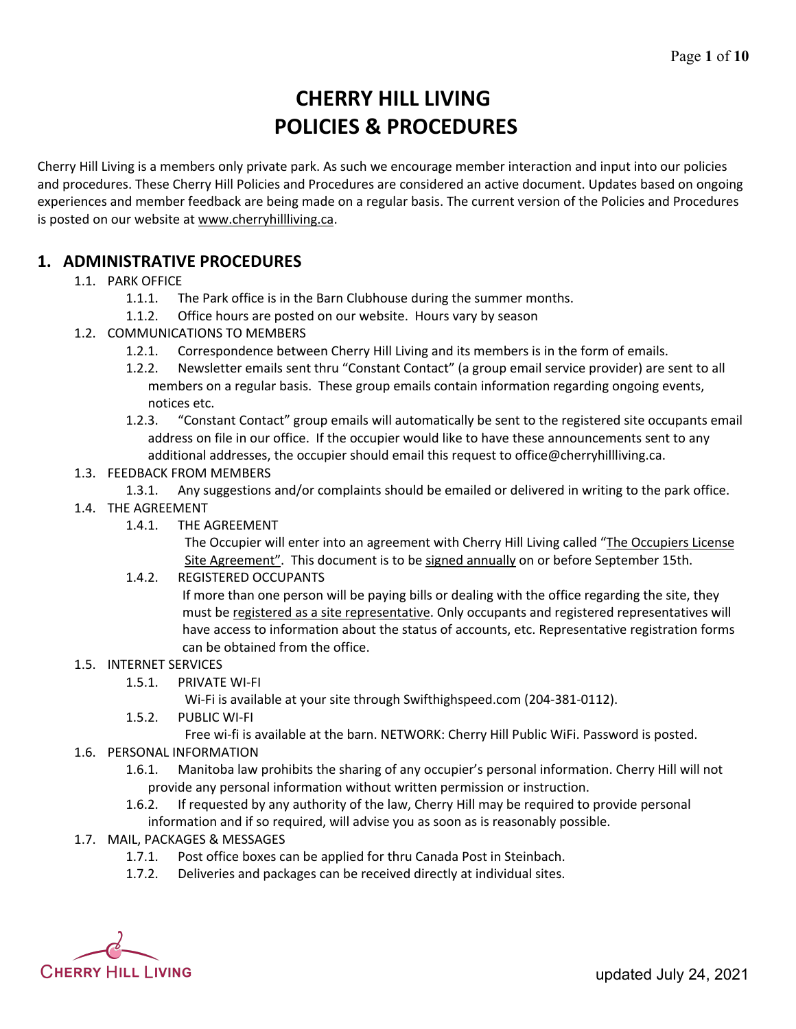# CHERRY HILL LIVING
# POLICIES & PROCEDURES

Cherry Hill Living is a members only private park. As such we encourage member interaction and input into our policies and procedures. These Cherry Hill Policies and Procedures are considered an active document. Updates based on ongoing experiences and member feedback are being made on a regular basis. The current version of the Policies and Procedures is posted on our website at www.cherryhillliving.ca.

## 1. ADMINISTRATIVE PROCEDURES

- 1.1. PARK OFFICE
  - 1.1.1. The Park office is in the Barn Clubhouse during the summer months.
  - 1.1.2. Office hours are posted on our website. Hours vary by season
- 1.2. COMMUNICATIONS TO MEMBERS
  - 1.2.1. Correspondence between Cherry Hill Living and its members is in the form of emails.
  - 1.2.2. Newsletter emails sent thru "Constant Contact" (a group email service provider) are sent to all members on a regular basis. These group emails contain information regarding ongoing events, notices etc.
  - 1.2.3. "Constant Contact" group emails will automatically be sent to the registered site occupants email address on file in our office. If the occupier would like to have these announcements sent to any additional addresses, the occupier should email this request to office@cherryhillliving.ca.
- 1.3. FEEDBACK FROM MEMBERS
  - 1.3.1. Any suggestions and/or complaints should be emailed or delivered in writing to the park office.
- 1.4. THE AGREEMENT
  - 1.4.1. THE AGREEMENT

    The Occupier will enter into an agreement with Cherry Hill Living called "The Occupiers License Site Agreement". This document is to be signed annually on or before September 15th.
  - 1.4.2. REGISTERED OCCUPANTS

    If more than one person will be paying bills or dealing with the office regarding the site, they must be registered as a site representative. Only occupants and registered representatives will have access to information about the status of accounts, etc. Representative registration forms can be obtained from the office.
- 1.5. INTERNET SERVICES
  - 1.5.1. PRIVATE WI-FI

    Wi-Fi is available at your site through Swifthighspeed.com (204-381-0112).
  - 1.5.2. PUBLIC WI-FI

    Free wi-fi is available at the barn. NETWORK: Cherry Hill Public WiFi. Password is posted.
- 1.6. PERSONAL INFORMATION
  - 1.6.1. Manitoba law prohibits the sharing of any occupier's personal information. Cherry Hill will not provide any personal information without written permission or instruction.
  - 1.6.2. If requested by any authority of the law, Cherry Hill may be required to provide personal information and if so required, will advise you as soon as is reasonably possible.
- 1.7. MAIL, PACKAGES & MESSAGES
  - 1.7.1. Post office boxes can be applied for thru Canada Post in Steinbach.
  - 1.7.2. Deliveries and packages can be received directly at individual sites.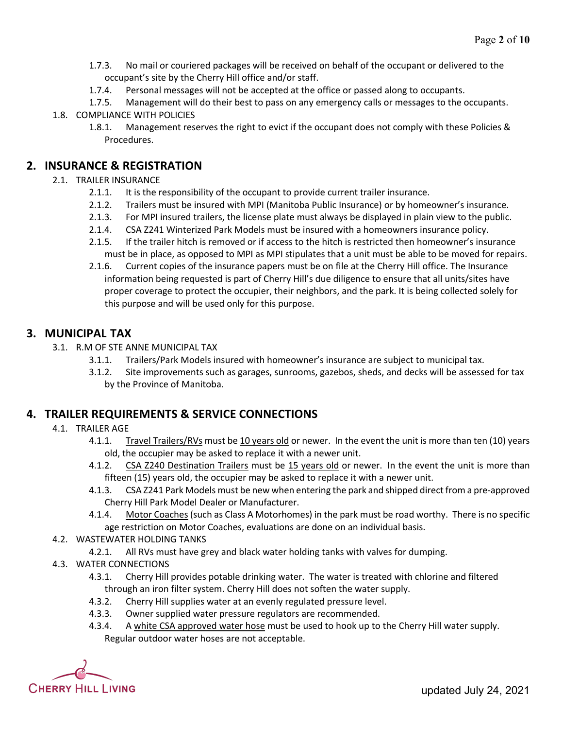- 1.7.3. No mail or couriered packages will be received on behalf of the occupant or delivered to the occupant's site by the Cherry Hill office and/or staff.
- 1.7.4. Personal messages will not be accepted at the office or passed along to occupants.
- 1.7.5. Management will do their best to pass on any emergency calls or messages to the occupants.

1.8. COMPLIANCE WITH POLICIES

- 1.8.1. Management reserves the right to evict if the occupant does not comply with these Policies & Procedures.

## 2. INSURANCE & REGISTRATION

2.1. TRAILER INSURANCE

- 2.1.1. It is the responsibility of the occupant to provide current trailer insurance.
- 2.1.2. Trailers must be insured with MPI (Manitoba Public Insurance) or by homeowner's insurance.
- 2.1.3. For MPI insured trailers, the license plate must always be displayed in plain view to the public.
- 2.1.4. CSA Z241 Winterized Park Models must be insured with a homeowners insurance policy.
- 2.1.5. If the trailer hitch is removed or if access to the hitch is restricted then homeowner's insurance must be in place, as opposed to MPI as MPI stipulates that a unit must be able to be moved for repairs.
- 2.1.6. Current copies of the insurance papers must be on file at the Cherry Hill office. The Insurance information being requested is part of Cherry Hill's due diligence to ensure that all units/sites have proper coverage to protect the occupier, their neighbors, and the park. It is being collected solely for this purpose and will be used only for this purpose.

## 3. MUNICIPAL TAX

3.1. R.M OF STE ANNE MUNICIPAL TAX

- 3.1.1. Trailers/Park Models insured with homeowner's insurance are subject to municipal tax.
- 3.1.2. Site improvements such as garages, sunrooms, gazebos, sheds, and decks will be assessed for tax by the Province of Manitoba.

## 4. TRAILER REQUIREMENTS & SERVICE CONNECTIONS

4.1. TRAILER AGE

- 4.1.1. <u>Travel Trailers/RVs</u> must be <u>10 years old</u> or newer. In the event the unit is more than ten (10) years old, the occupier may be asked to replace it with a newer unit.
- 4.1.2. <u>CSA Z240 Destination Trailers</u> must be <u>15 years old</u> or newer. In the event the unit is more than fifteen (15) years old, the occupier may be asked to replace it with a newer unit.
- 4.1.3. <u>CSA Z241 Park Models</u> must be new when entering the park and shipped direct from a pre-approved Cherry Hill Park Model Dealer or Manufacturer.
- 4.1.4. <u>Motor Coaches</u> (such as Class A Motorhomes) in the park must be road worthy. There is no specific age restriction on Motor Coaches, evaluations are done on an individual basis.

4.2. WASTEWATER HOLDING TANKS

- 4.2.1. All RVs must have grey and black water holding tanks with valves for dumping.

4.3. WATER CONNECTIONS

- 4.3.1. Cherry Hill provides potable drinking water. The water is treated with chlorine and filtered through an iron filter system. Cherry Hill does not soften the water supply.
- 4.3.2. Cherry Hill supplies water at an evenly regulated pressure level.
- 4.3.3. Owner supplied water pressure regulators are recommended.
- 4.3.4. A <u>white CSA approved water hose</u> must be used to hook up to the Cherry Hill water supply. Regular outdoor water hoses are not acceptable.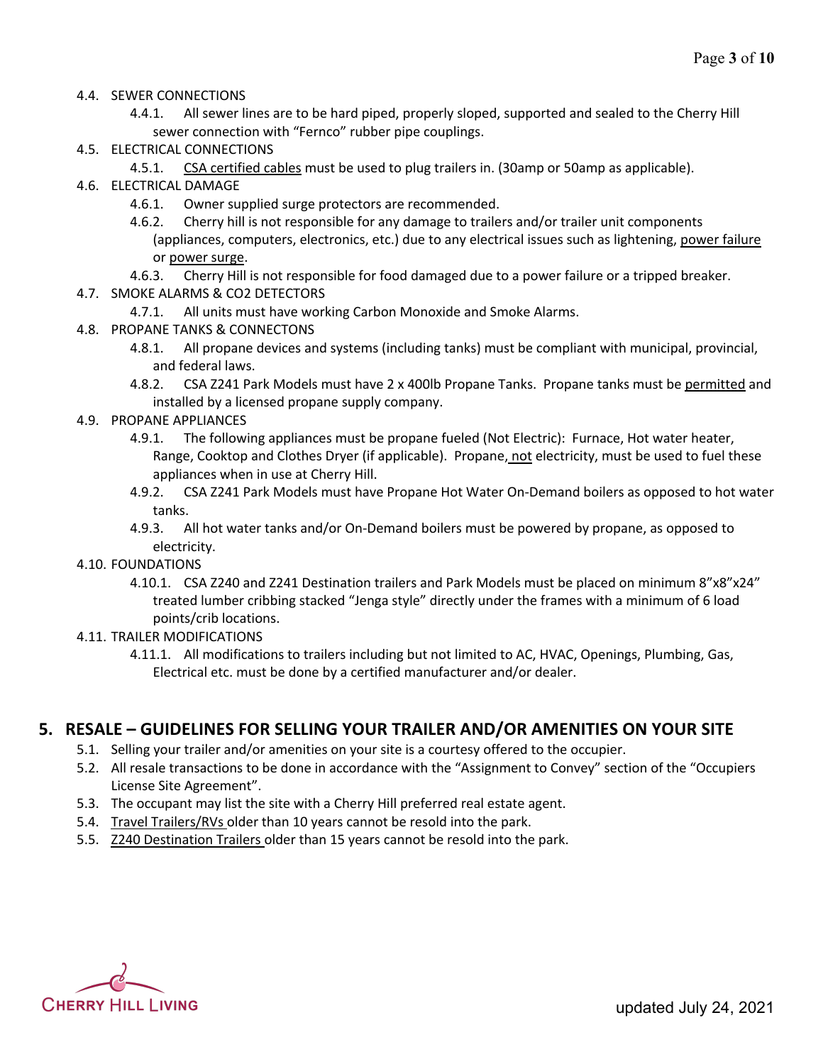4.4. SEWER CONNECTIONS

4.4.1. All sewer lines are to be hard piped, properly sloped, supported and sealed to the Cherry Hill sewer connection with "Fernco" rubber pipe couplings.

4.5. ELECTRICAL CONNECTIONS

4.5.1. <u>CSA certified cables</u> must be used to plug trailers in. (30amp or 50amp as applicable).

4.6. ELECTRICAL DAMAGE

4.6.1. Owner supplied surge protectors are recommended.

4.6.2. Cherry hill is not responsible for any damage to trailers and/or trailer unit components (appliances, computers, electronics, etc.) due to any electrical issues such as lightening, <u>power failure</u> or <u>power surge</u>.

4.6.3. Cherry Hill is not responsible for food damaged due to a power failure or a tripped breaker.

4.7. SMOKE ALARMS & CO2 DETECTORS

4.7.1. All units must have working Carbon Monoxide and Smoke Alarms.

4.8. PROPANE TANKS & CONNECTONS

4.8.1. All propane devices and systems (including tanks) must be compliant with municipal, provincial, and federal laws.

4.8.2. CSA Z241 Park Models must have 2 x 400lb Propane Tanks. Propane tanks must be <u>permitted</u> and installed by a licensed propane supply company.

4.9. PROPANE APPLIANCES

4.9.1. The following appliances must be propane fueled (Not Electric): Furnace, Hot water heater, Range, Cooktop and Clothes Dryer (if applicable). Propane, <u>not</u> electricity, must be used to fuel these appliances when in use at Cherry Hill.

4.9.2. CSA Z241 Park Models must have Propane Hot Water On-Demand boilers as opposed to hot water tanks.

4.9.3. All hot water tanks and/or On-Demand boilers must be powered by propane, as opposed to electricity.

4.10. FOUNDATIONS

4.10.1. CSA Z240 and Z241 Destination trailers and Park Models must be placed on minimum 8"x8"x24" treated lumber cribbing stacked "Jenga style" directly under the frames with a minimum of 6 load points/crib locations.

4.11. TRAILER MODIFICATIONS

4.11.1. All modifications to trailers including but not limited to AC, HVAC, Openings, Plumbing, Gas, Electrical etc. must be done by a certified manufacturer and/or dealer.

## 5. RESALE – GUIDELINES FOR SELLING YOUR TRAILER AND/OR AMENITIES ON YOUR SITE

5.1. Selling your trailer and/or amenities on your site is a courtesy offered to the occupier.

5.2. All resale transactions to be done in accordance with the "Assignment to Convey" section of the "Occupiers License Site Agreement".

5.3. The occupant may list the site with a Cherry Hill preferred real estate agent.

5.4. <u>Travel Trailers/RVs</u> older than 10 years cannot be resold into the park.

5.5. <u>Z240 Destination Trailers</u> older than 15 years cannot be resold into the park.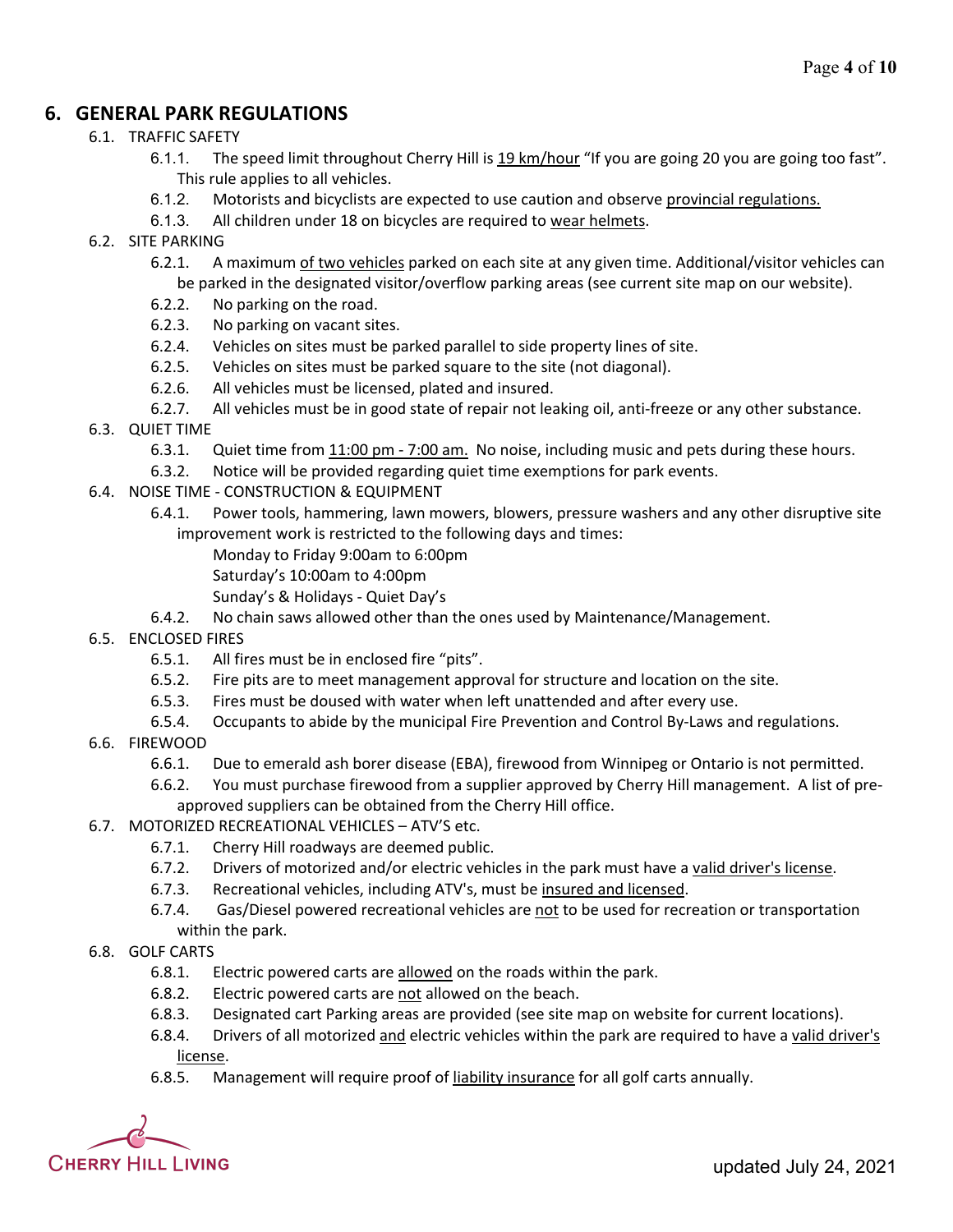## 6. GENERAL PARK REGULATIONS

6.1. TRAFFIC SAFETY

6.1.1. The speed limit throughout Cherry Hill is 19 km/hour "If you are going 20 you are going too fast". This rule applies to all vehicles.

6.1.2. Motorists and bicyclists are expected to use caution and observe provincial regulations.

6.1.3. All children under 18 on bicycles are required to wear helmets.

6.2. SITE PARKING

6.2.1. A maximum of two vehicles parked on each site at any given time. Additional/visitor vehicles can be parked in the designated visitor/overflow parking areas (see current site map on our website).

6.2.2. No parking on the road.

6.2.3. No parking on vacant sites.

6.2.4. Vehicles on sites must be parked parallel to side property lines of site.

6.2.5. Vehicles on sites must be parked square to the site (not diagonal).

6.2.6. All vehicles must be licensed, plated and insured.

6.2.7. All vehicles must be in good state of repair not leaking oil, anti-freeze or any other substance.

6.3. QUIET TIME

6.3.1. Quiet time from 11:00 pm - 7:00 am. No noise, including music and pets during these hours.

6.3.2. Notice will be provided regarding quiet time exemptions for park events.

6.4. NOISE TIME - CONSTRUCTION & EQUIPMENT

6.4.1. Power tools, hammering, lawn mowers, blowers, pressure washers and any other disruptive site improvement work is restricted to the following days and times:

Monday to Friday 9:00am to 6:00pm
Saturday's 10:00am to 4:00pm
Sunday's & Holidays - Quiet Day's

6.4.2. No chain saws allowed other than the ones used by Maintenance/Management.

6.5. ENCLOSED FIRES

6.5.1. All fires must be in enclosed fire "pits".

6.5.2. Fire pits are to meet management approval for structure and location on the site.

6.5.3. Fires must be doused with water when left unattended and after every use.

6.5.4. Occupants to abide by the municipal Fire Prevention and Control By-Laws and regulations.

6.6. FIREWOOD

6.6.1. Due to emerald ash borer disease (EBA), firewood from Winnipeg or Ontario is not permitted.

6.6.2. You must purchase firewood from a supplier approved by Cherry Hill management. A list of pre-approved suppliers can be obtained from the Cherry Hill office.

6.7. MOTORIZED RECREATIONAL VEHICLES – ATV'S etc.

6.7.1. Cherry Hill roadways are deemed public.

6.7.2. Drivers of motorized and/or electric vehicles in the park must have a valid driver's license.

6.7.3. Recreational vehicles, including ATV's, must be insured and licensed.

6.7.4. Gas/Diesel powered recreational vehicles are not to be used for recreation or transportation within the park.

6.8. GOLF CARTS

6.8.1. Electric powered carts are allowed on the roads within the park.

6.8.2. Electric powered carts are not allowed on the beach.

6.8.3. Designated cart Parking areas are provided (see site map on website for current locations).

6.8.4. Drivers of all motorized and electric vehicles within the park are required to have a valid driver's license.

6.8.5. Management will require proof of liability insurance for all golf carts annually.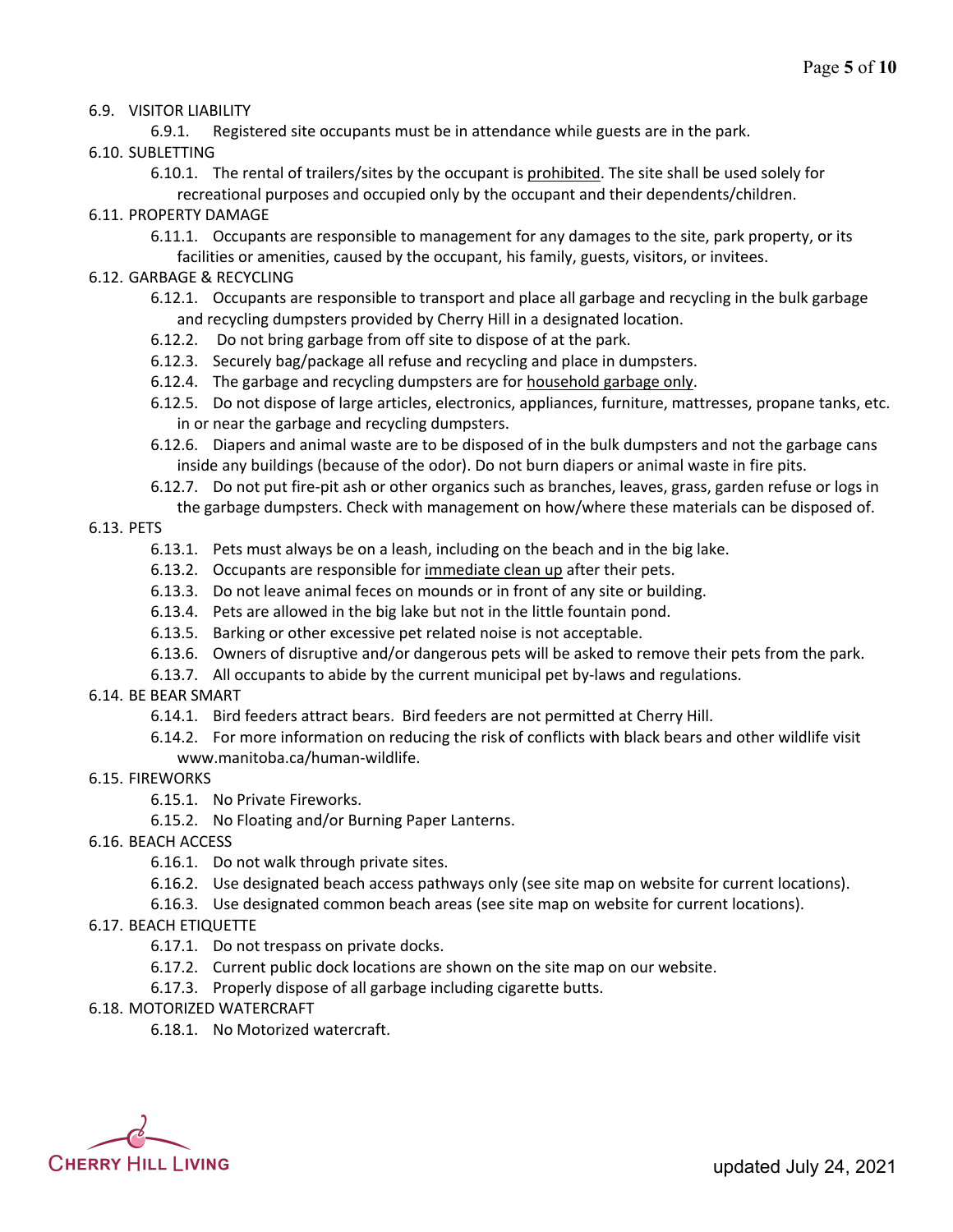6.9. VISITOR LIABILITY

6.9.1. Registered site occupants must be in attendance while guests are in the park.

6.10. SUBLETTING

6.10.1. The rental of trailers/sites by the occupant is prohibited. The site shall be used solely for recreational purposes and occupied only by the occupant and their dependents/children.

6.11. PROPERTY DAMAGE

6.11.1. Occupants are responsible to management for any damages to the site, park property, or its facilities or amenities, caused by the occupant, his family, guests, visitors, or invitees.

6.12. GARBAGE & RECYCLING

6.12.1. Occupants are responsible to transport and place all garbage and recycling in the bulk garbage and recycling dumpsters provided by Cherry Hill in a designated location.

6.12.2. Do not bring garbage from off site to dispose of at the park.

6.12.3. Securely bag/package all refuse and recycling and place in dumpsters.

6.12.4. The garbage and recycling dumpsters are for household garbage only.

6.12.5. Do not dispose of large articles, electronics, appliances, furniture, mattresses, propane tanks, etc. in or near the garbage and recycling dumpsters.

6.12.6. Diapers and animal waste are to be disposed of in the bulk dumpsters and not the garbage cans inside any buildings (because of the odor). Do not burn diapers or animal waste in fire pits.

6.12.7. Do not put fire-pit ash or other organics such as branches, leaves, grass, garden refuse or logs in the garbage dumpsters. Check with management on how/where these materials can be disposed of.

6.13. PETS

6.13.1. Pets must always be on a leash, including on the beach and in the big lake.

6.13.2. Occupants are responsible for immediate clean up after their pets.

6.13.3. Do not leave animal feces on mounds or in front of any site or building.

6.13.4. Pets are allowed in the big lake but not in the little fountain pond.

6.13.5. Barking or other excessive pet related noise is not acceptable.

6.13.6. Owners of disruptive and/or dangerous pets will be asked to remove their pets from the park.

6.13.7. All occupants to abide by the current municipal pet by-laws and regulations.

6.14. BE BEAR SMART

6.14.1. Bird feeders attract bears. Bird feeders are not permitted at Cherry Hill.

6.14.2. For more information on reducing the risk of conflicts with black bears and other wildlife visit www.manitoba.ca/human-wildlife.

6.15. FIREWORKS

6.15.1. No Private Fireworks.

6.15.2. No Floating and/or Burning Paper Lanterns.

6.16. BEACH ACCESS

6.16.1. Do not walk through private sites.

6.16.2. Use designated beach access pathways only (see site map on website for current locations).

6.16.3. Use designated common beach areas (see site map on website for current locations).

6.17. BEACH ETIQUETTE

6.17.1. Do not trespass on private docks.

6.17.2. Current public dock locations are shown on the site map on our website.

6.17.3. Properly dispose of all garbage including cigarette butts.

6.18. MOTORIZED WATERCRAFT

6.18.1. No Motorized watercraft.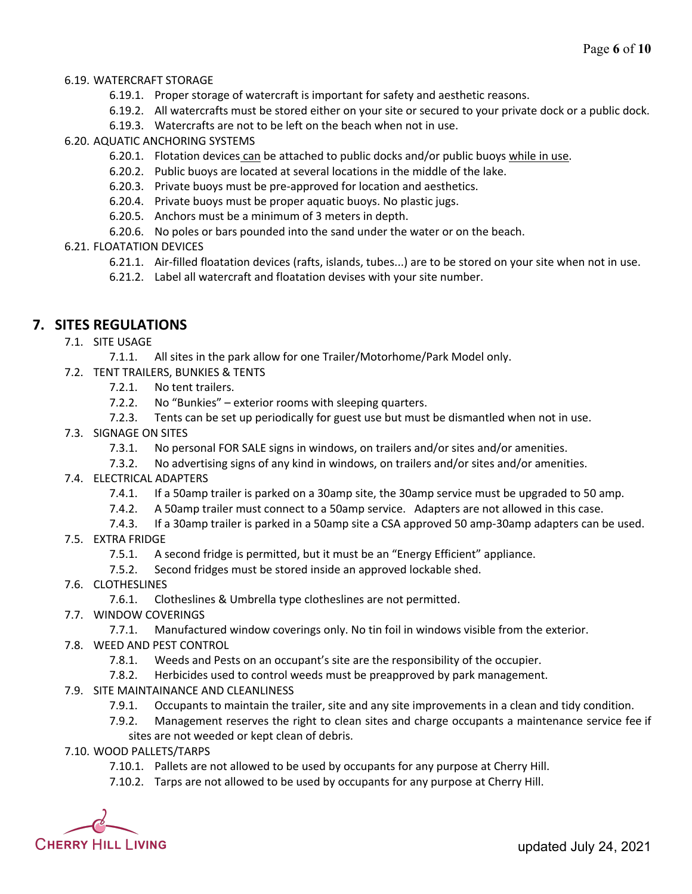6.19. WATERCRAFT STORAGE

- 6.19.1. Proper storage of watercraft is important for safety and aesthetic reasons.
- 6.19.2. All watercrafts must be stored either on your site or secured to your private dock or a public dock.
- 6.19.3. Watercrafts are not to be left on the beach when not in use.

6.20. AQUATIC ANCHORING SYSTEMS

- 6.20.1. Flotation devices can be attached to public docks and/or public buoys while in use.
- 6.20.2. Public buoys are located at several locations in the middle of the lake.
- 6.20.3. Private buoys must be pre-approved for location and aesthetics.
- 6.20.4. Private buoys must be proper aquatic buoys. No plastic jugs.
- 6.20.5. Anchors must be a minimum of 3 meters in depth.
- 6.20.6. No poles or bars pounded into the sand under the water or on the beach.

6.21. FLOATATION DEVICES

- 6.21.1. Air-filled floatation devices (rafts, islands, tubes...) are to be stored on your site when not in use.
- 6.21.2. Label all watercraft and floatation devises with your site number.

## 7. SITES REGULATIONS

7.1. SITE USAGE

- 7.1.1. All sites in the park allow for one Trailer/Motorhome/Park Model only.

7.2. TENT TRAILERS, BUNKIES & TENTS

- 7.2.1. No tent trailers.
- 7.2.2. No "Bunkies" – exterior rooms with sleeping quarters.
- 7.2.3. Tents can be set up periodically for guest use but must be dismantled when not in use.

7.3. SIGNAGE ON SITES

- 7.3.1. No personal FOR SALE signs in windows, on trailers and/or sites and/or amenities.
- 7.3.2. No advertising signs of any kind in windows, on trailers and/or sites and/or amenities.

7.4. ELECTRICAL ADAPTERS

- 7.4.1. If a 50amp trailer is parked on a 30amp site, the 30amp service must be upgraded to 50 amp.
- 7.4.2. A 50amp trailer must connect to a 50amp service. Adapters are not allowed in this case.
- 7.4.3. If a 30amp trailer is parked in a 50amp site a CSA approved 50 amp-30amp adapters can be used.

7.5. EXTRA FRIDGE

- 7.5.1. A second fridge is permitted, but it must be an "Energy Efficient" appliance.
- 7.5.2. Second fridges must be stored inside an approved lockable shed.

7.6. CLOTHESLINES

- 7.6.1. Clotheslines & Umbrella type clotheslines are not permitted.

7.7. WINDOW COVERINGS

- 7.7.1. Manufactured window coverings only. No tin foil in windows visible from the exterior.

7.8. WEED AND PEST CONTROL

- 7.8.1. Weeds and Pests on an occupant's site are the responsibility of the occupier.
- 7.8.2. Herbicides used to control weeds must be preapproved by park management.

7.9. SITE MAINTAINANCE AND CLEANLINESS

- 7.9.1. Occupants to maintain the trailer, site and any site improvements in a clean and tidy condition.
- 7.9.2. Management reserves the right to clean sites and charge occupants a maintenance service fee if sites are not weeded or kept clean of debris.

7.10. WOOD PALLETS/TARPS

- 7.10.1. Pallets are not allowed to be used by occupants for any purpose at Cherry Hill.
- 7.10.2. Tarps are not allowed to be used by occupants for any purpose at Cherry Hill.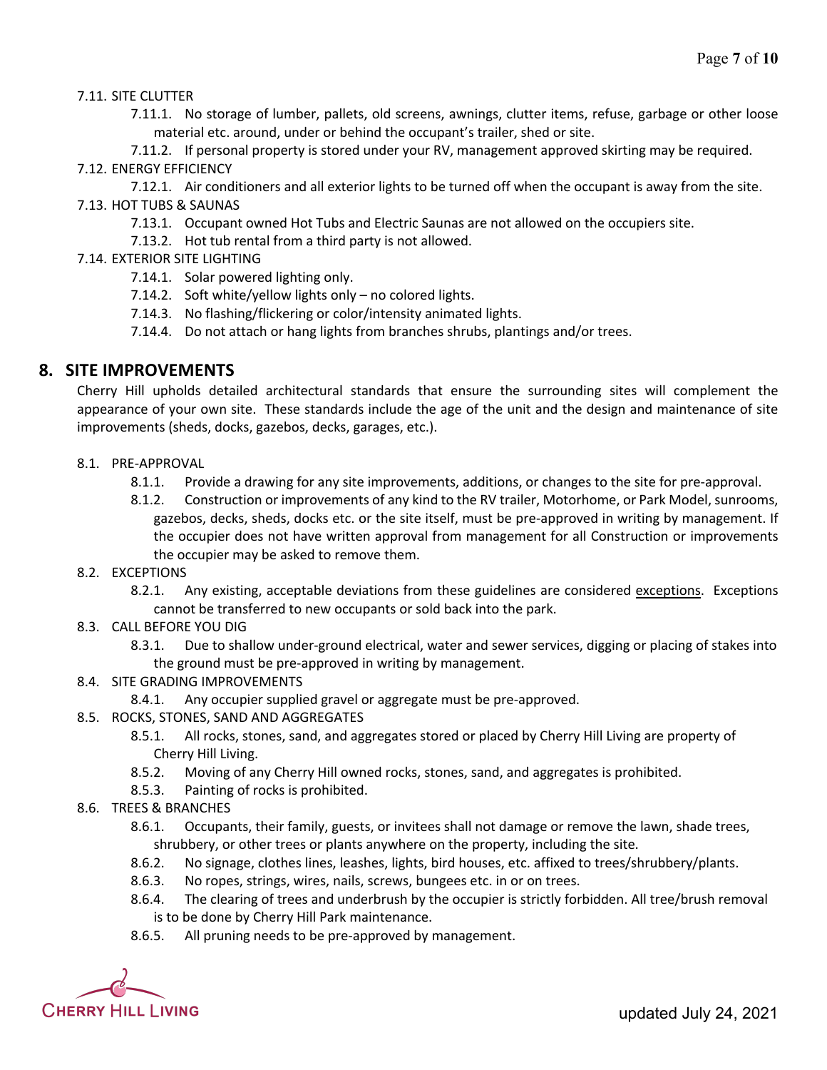7.11. SITE CLUTTER

- 7.11.1. No storage of lumber, pallets, old screens, awnings, clutter items, refuse, garbage or other loose material etc. around, under or behind the occupant's trailer, shed or site.
- 7.11.2. If personal property is stored under your RV, management approved skirting may be required.

7.12. ENERGY EFFICIENCY

- 7.12.1. Air conditioners and all exterior lights to be turned off when the occupant is away from the site.

7.13. HOT TUBS & SAUNAS

- 7.13.1. Occupant owned Hot Tubs and Electric Saunas are not allowed on the occupiers site.
- 7.13.2. Hot tub rental from a third party is not allowed.

7.14. EXTERIOR SITE LIGHTING

- 7.14.1. Solar powered lighting only.
- 7.14.2. Soft white/yellow lights only – no colored lights.
- 7.14.3. No flashing/flickering or color/intensity animated lights.
- 7.14.4. Do not attach or hang lights from branches shrubs, plantings and/or trees.

## 8. SITE IMPROVEMENTS

Cherry Hill upholds detailed architectural standards that ensure the surrounding sites will complement the appearance of your own site. These standards include the age of the unit and the design and maintenance of site improvements (sheds, docks, gazebos, decks, garages, etc.).

8.1. PRE-APPROVAL

- 8.1.1. Provide a drawing for any site improvements, additions, or changes to the site for pre-approval.
- 8.1.2. Construction or improvements of any kind to the RV trailer, Motorhome, or Park Model, sunrooms, gazebos, decks, sheds, docks etc. or the site itself, must be pre-approved in writing by management. If the occupier does not have written approval from management for all Construction or improvements the occupier may be asked to remove them.

8.2. EXCEPTIONS

- 8.2.1. Any existing, acceptable deviations from these guidelines are considered <u>exceptions</u>. Exceptions cannot be transferred to new occupants or sold back into the park.

8.3. CALL BEFORE YOU DIG

- 8.3.1. Due to shallow under-ground electrical, water and sewer services, digging or placing of stakes into the ground must be pre-approved in writing by management.

8.4. SITE GRADING IMPROVEMENTS

- 8.4.1. Any occupier supplied gravel or aggregate must be pre-approved.

8.5. ROCKS, STONES, SAND AND AGGREGATES

- 8.5.1. All rocks, stones, sand, and aggregates stored or placed by Cherry Hill Living are property of Cherry Hill Living.
- 8.5.2. Moving of any Cherry Hill owned rocks, stones, sand, and aggregates is prohibited.
- 8.5.3. Painting of rocks is prohibited.

8.6. TREES & BRANCHES

- 8.6.1. Occupants, their family, guests, or invitees shall not damage or remove the lawn, shade trees, shrubbery, or other trees or plants anywhere on the property, including the site.
- 8.6.2. No signage, clothes lines, leashes, lights, bird houses, etc. affixed to trees/shrubbery/plants.
- 8.6.3. No ropes, strings, wires, nails, screws, bungees etc. in or on trees.
- 8.6.4. The clearing of trees and underbrush by the occupier is strictly forbidden. All tree/brush removal is to be done by Cherry Hill Park maintenance.
- 8.6.5. All pruning needs to be pre-approved by management.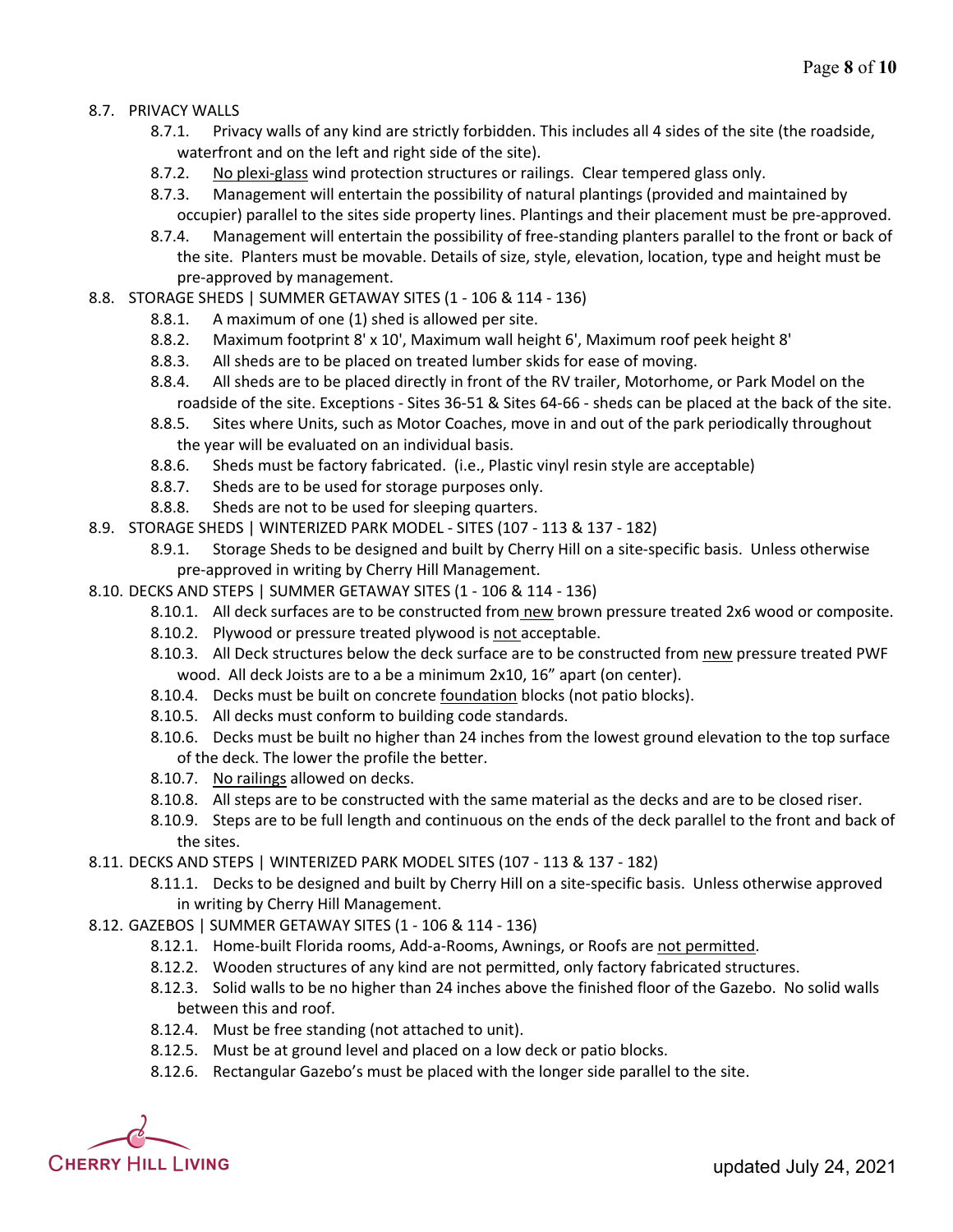- 8.7. PRIVACY WALLS
  - 8.7.1. Privacy walls of any kind are strictly forbidden. This includes all 4 sides of the site (the roadside, waterfront and on the left and right side of the site).
  - 8.7.2. No plexi-glass wind protection structures or railings. Clear tempered glass only.
  - 8.7.3. Management will entertain the possibility of natural plantings (provided and maintained by occupier) parallel to the sites side property lines. Plantings and their placement must be pre-approved.
  - 8.7.4. Management will entertain the possibility of free-standing planters parallel to the front or back of the site. Planters must be movable. Details of size, style, elevation, location, type and height must be pre-approved by management.
- 8.8. STORAGE SHEDS | SUMMER GETAWAY SITES (1 - 106 & 114 - 136)
  - 8.8.1. A maximum of one (1) shed is allowed per site.
  - 8.8.2. Maximum footprint 8' x 10', Maximum wall height 6', Maximum roof peek height 8'
  - 8.8.3. All sheds are to be placed on treated lumber skids for ease of moving.
  - 8.8.4. All sheds are to be placed directly in front of the RV trailer, Motorhome, or Park Model on the roadside of the site. Exceptions - Sites 36-51 & Sites 64-66 - sheds can be placed at the back of the site.
  - 8.8.5. Sites where Units, such as Motor Coaches, move in and out of the park periodically throughout the year will be evaluated on an individual basis.
  - 8.8.6. Sheds must be factory fabricated. (i.e., Plastic vinyl resin style are acceptable)
  - 8.8.7. Sheds are to be used for storage purposes only.
  - 8.8.8. Sheds are not to be used for sleeping quarters.
- 8.9. STORAGE SHEDS | WINTERIZED PARK MODEL - SITES (107 - 113 & 137 - 182)
  - 8.9.1. Storage Sheds to be designed and built by Cherry Hill on a site-specific basis. Unless otherwise pre-approved in writing by Cherry Hill Management.
- 8.10. DECKS AND STEPS | SUMMER GETAWAY SITES (1 - 106 & 114 - 136)
  - 8.10.1. All deck surfaces are to be constructed from new brown pressure treated 2x6 wood or composite.
  - 8.10.2. Plywood or pressure treated plywood is not acceptable.
  - 8.10.3. All Deck structures below the deck surface are to be constructed from new pressure treated PWF wood. All deck Joists are to a be a minimum 2x10, 16" apart (on center).
  - 8.10.4. Decks must be built on concrete foundation blocks (not patio blocks).
  - 8.10.5. All decks must conform to building code standards.
  - 8.10.6. Decks must be built no higher than 24 inches from the lowest ground elevation to the top surface of the deck. The lower the profile the better.
  - 8.10.7. No railings allowed on decks.
  - 8.10.8. All steps are to be constructed with the same material as the decks and are to be closed riser.
  - 8.10.9. Steps are to be full length and continuous on the ends of the deck parallel to the front and back of the sites.
- 8.11. DECKS AND STEPS | WINTERIZED PARK MODEL SITES (107 - 113 & 137 - 182)
  - 8.11.1. Decks to be designed and built by Cherry Hill on a site-specific basis. Unless otherwise approved in writing by Cherry Hill Management.
- 8.12. GAZEBOS | SUMMER GETAWAY SITES (1 - 106 & 114 - 136)
  - 8.12.1. Home-built Florida rooms, Add-a-Rooms, Awnings, or Roofs are not permitted.
  - 8.12.2. Wooden structures of any kind are not permitted, only factory fabricated structures.
  - 8.12.3. Solid walls to be no higher than 24 inches above the finished floor of the Gazebo. No solid walls between this and roof.
  - 8.12.4. Must be free standing (not attached to unit).
  - 8.12.5. Must be at ground level and placed on a low deck or patio blocks.
  - 8.12.6. Rectangular Gazebo's must be placed with the longer side parallel to the site.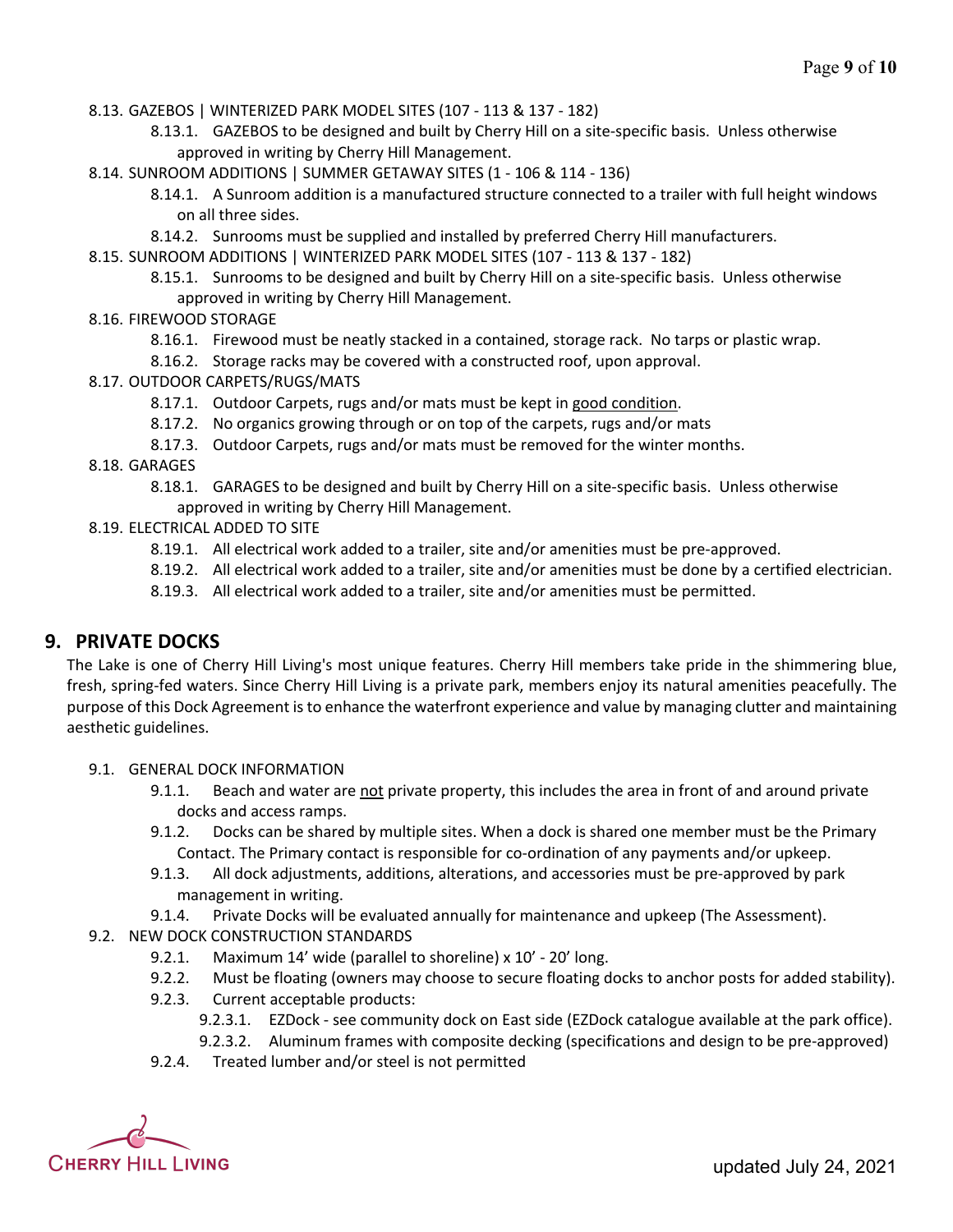8.13. GAZEBOS | WINTERIZED PARK MODEL SITES (107 - 113 & 137 - 182)

- 8.13.1. GAZEBOS to be designed and built by Cherry Hill on a site-specific basis. Unless otherwise approved in writing by Cherry Hill Management.

8.14. SUNROOM ADDITIONS | SUMMER GETAWAY SITES (1 - 106 & 114 - 136)

- 8.14.1. A Sunroom addition is a manufactured structure connected to a trailer with full height windows on all three sides.
- 8.14.2. Sunrooms must be supplied and installed by preferred Cherry Hill manufacturers.

8.15. SUNROOM ADDITIONS | WINTERIZED PARK MODEL SITES (107 - 113 & 137 - 182)

- 8.15.1. Sunrooms to be designed and built by Cherry Hill on a site-specific basis. Unless otherwise approved in writing by Cherry Hill Management.

8.16. FIREWOOD STORAGE

- 8.16.1. Firewood must be neatly stacked in a contained, storage rack. No tarps or plastic wrap.
- 8.16.2. Storage racks may be covered with a constructed roof, upon approval.

8.17. OUTDOOR CARPETS/RUGS/MATS

- 8.17.1. Outdoor Carpets, rugs and/or mats must be kept in <u>good condition</u>.
- 8.17.2. No organics growing through or on top of the carpets, rugs and/or mats
- 8.17.3. Outdoor Carpets, rugs and/or mats must be removed for the winter months.

8.18. GARAGES

- 8.18.1. GARAGES to be designed and built by Cherry Hill on a site-specific basis. Unless otherwise approved in writing by Cherry Hill Management.

8.19. ELECTRICAL ADDED TO SITE

- 8.19.1. All electrical work added to a trailer, site and/or amenities must be pre-approved.
- 8.19.2. All electrical work added to a trailer, site and/or amenities must be done by a certified electrician.
- 8.19.3. All electrical work added to a trailer, site and/or amenities must be permitted.

## 9. PRIVATE DOCKS

The Lake is one of Cherry Hill Living's most unique features. Cherry Hill members take pride in the shimmering blue, fresh, spring-fed waters. Since Cherry Hill Living is a private park, members enjoy its natural amenities peacefully. The purpose of this Dock Agreement is to enhance the waterfront experience and value by managing clutter and maintaining aesthetic guidelines.

9.1. GENERAL DOCK INFORMATION

- 9.1.1. Beach and water are <u>not</u> private property, this includes the area in front of and around private docks and access ramps.
- 9.1.2. Docks can be shared by multiple sites. When a dock is shared one member must be the Primary Contact. The Primary contact is responsible for co-ordination of any payments and/or upkeep.
- 9.1.3. All dock adjustments, additions, alterations, and accessories must be pre-approved by park management in writing.
- 9.1.4. Private Docks will be evaluated annually for maintenance and upkeep (The Assessment).

9.2. NEW DOCK CONSTRUCTION STANDARDS

- 9.2.1. Maximum 14' wide (parallel to shoreline) x 10' - 20' long.
- 9.2.2. Must be floating (owners may choose to secure floating docks to anchor posts for added stability).
- 9.2.3. Current acceptable products:
  - 9.2.3.1. EZDock - see community dock on East side (EZDock catalogue available at the park office).
  - 9.2.3.2. Aluminum frames with composite decking (specifications and design to be pre-approved)
- 9.2.4. Treated lumber and/or steel is not permitted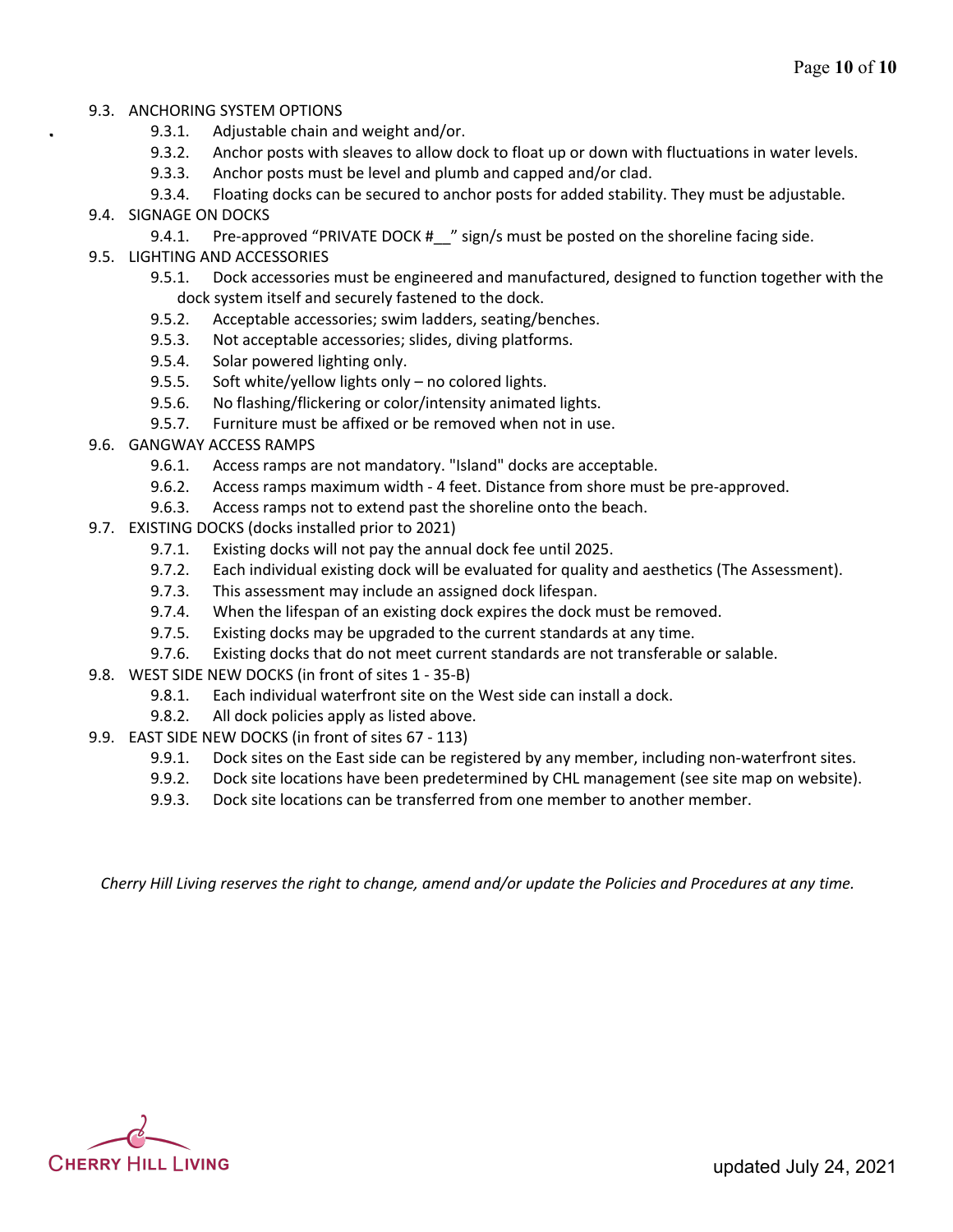- 9.3. ANCHORING SYSTEM OPTIONS
  - 9.3.1. Adjustable chain and weight and/or.
  - 9.3.2. Anchor posts with sleaves to allow dock to float up or down with fluctuations in water levels.
  - 9.3.3. Anchor posts must be level and plumb and capped and/or clad.
  - 9.3.4. Floating docks can be secured to anchor posts for added stability. They must be adjustable.
- 9.4. SIGNAGE ON DOCKS
  - 9.4.1. Pre-approved “PRIVATE DOCK #__” sign/s must be posted on the shoreline facing side.
- 9.5. LIGHTING AND ACCESSORIES
  - 9.5.1. Dock accessories must be engineered and manufactured, designed to function together with the dock system itself and securely fastened to the dock.
  - 9.5.2. Acceptable accessories; swim ladders, seating/benches.
  - 9.5.3. Not acceptable accessories; slides, diving platforms.
  - 9.5.4. Solar powered lighting only.
  - 9.5.5. Soft white/yellow lights only – no colored lights.
  - 9.5.6. No flashing/flickering or color/intensity animated lights.
  - 9.5.7. Furniture must be affixed or be removed when not in use.
- 9.6. GANGWAY ACCESS RAMPS
  - 9.6.1. Access ramps are not mandatory. "Island" docks are acceptable.
  - 9.6.2. Access ramps maximum width - 4 feet. Distance from shore must be pre-approved.
  - 9.6.3. Access ramps not to extend past the shoreline onto the beach.
- 9.7. EXISTING DOCKS (docks installed prior to 2021)
  - 9.7.1. Existing docks will not pay the annual dock fee until 2025.
  - 9.7.2. Each individual existing dock will be evaluated for quality and aesthetics (The Assessment).
  - 9.7.3. This assessment may include an assigned dock lifespan.
  - 9.7.4. When the lifespan of an existing dock expires the dock must be removed.
  - 9.7.5. Existing docks may be upgraded to the current standards at any time.
  - 9.7.6. Existing docks that do not meet current standards are not transferable or salable.
- 9.8. WEST SIDE NEW DOCKS (in front of sites 1 - 35-B)
  - 9.8.1. Each individual waterfront site on the West side can install a dock.
  - 9.8.2. All dock policies apply as listed above.
- 9.9. EAST SIDE NEW DOCKS (in front of sites 67 - 113)
  - 9.9.1. Dock sites on the East side can be registered by any member, including non-waterfront sites.
  - 9.9.2. Dock site locations have been predetermined by CHL management (see site map on website).
  - 9.9.3. Dock site locations can be transferred from one member to another member.

*Cherry Hill Living reserves the right to change, amend and/or update the Policies and Procedures at any time.*

CHERRY HILL LIVING

updated July 24, 2021